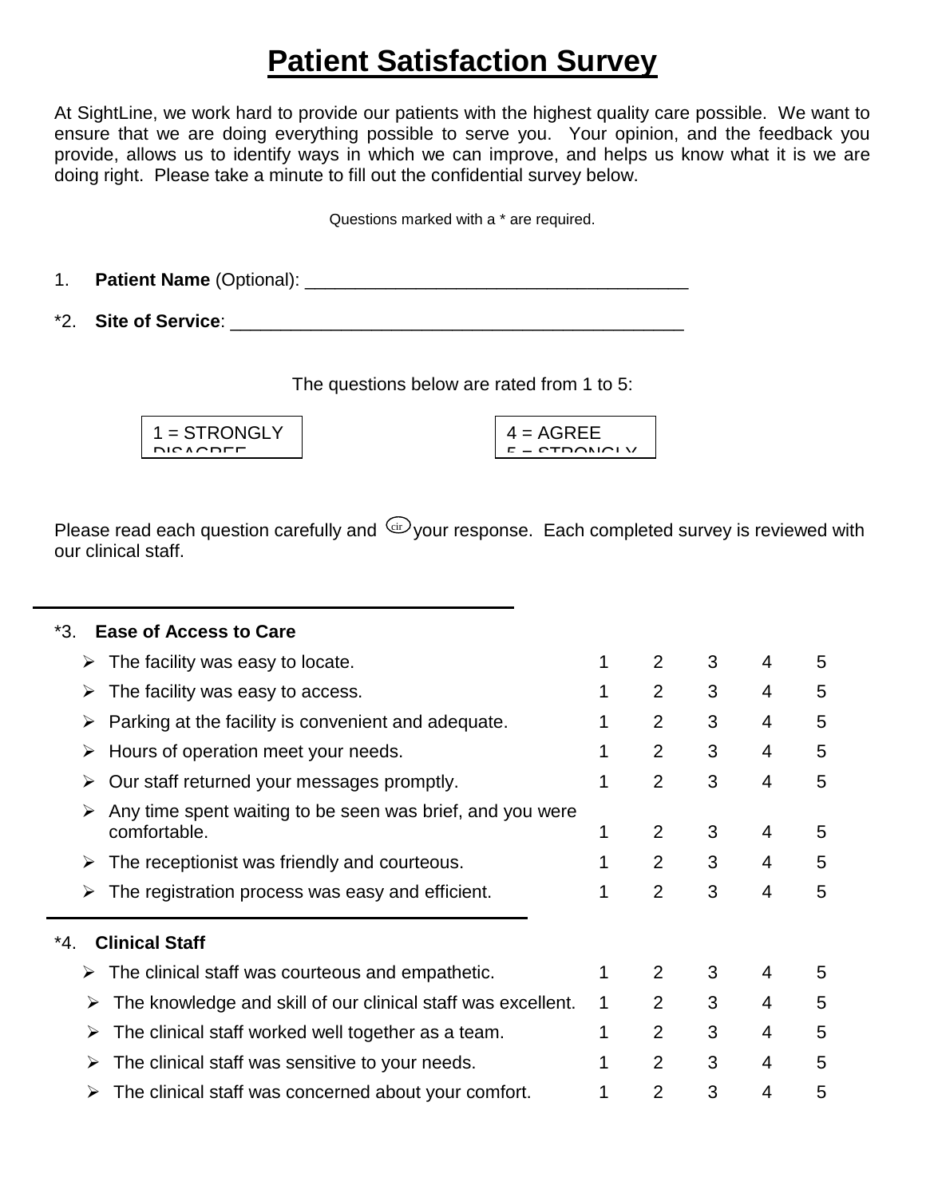# Patient Satisfaction Survey

At SightLine, we work hard to provide our patients with the highest quality care possible. We want to ensure that we are doing everything possible to serve you. Your opinion, and the feedback you provide, allows us to identify ways in which we can improve, and helps us know what it is we are doing right. Please take a minute to fill out the confidential survey below.

Questions marked with a * are required.

1. **Patient Name** (Optional): ______________________________________

*2. **Site of Service**: _____________________________________________

The questions below are rated from 1 to 5:

1 = STRONGLY DISAGREE

4 = AGREE
5 = STRONGLY

Please read each question carefully and circle your response. Each completed survey is reviewed with our clinical staff.

*3. **Ease of Access to Care**

| | | | | | |
|---|---|---|---|---|---|
| ➢ The facility was easy to locate. | 1 | 2 | 3 | 4 | 5 |
| ➢ The facility was easy to access. | 1 | 2 | 3 | 4 | 5 |
| ➢ Parking at the facility is convenient and adequate. | 1 | 2 | 3 | 4 | 5 |
| ➢ Hours of operation meet your needs. | 1 | 2 | 3 | 4 | 5 |
| ➢ Our staff returned your messages promptly. | 1 | 2 | 3 | 4 | 5 |
| ➢ Any time spent waiting to be seen was brief, and you were comfortable. | 1 | 2 | 3 | 4 | 5 |
| ➢ The receptionist was friendly and courteous. | 1 | 2 | 3 | 4 | 5 |
| ➢ The registration process was easy and efficient. | 1 | 2 | 3 | 4 | 5 |

*4. **Clinical Staff**

| | | | | | |
|---|---|---|---|---|---|
| ➢ The clinical staff was courteous and empathetic. | 1 | 2 | 3 | 4 | 5 |
| ➢ The knowledge and skill of our clinical staff was excellent. | 1 | 2 | 3 | 4 | 5 |
| ➢ The clinical staff worked well together as a team. | 1 | 2 | 3 | 4 | 5 |
| ➢ The clinical staff was sensitive to your needs. | 1 | 2 | 3 | 4 | 5 |
| ➢ The clinical staff was concerned about your comfort. | 1 | 2 | 3 | 4 | 5 |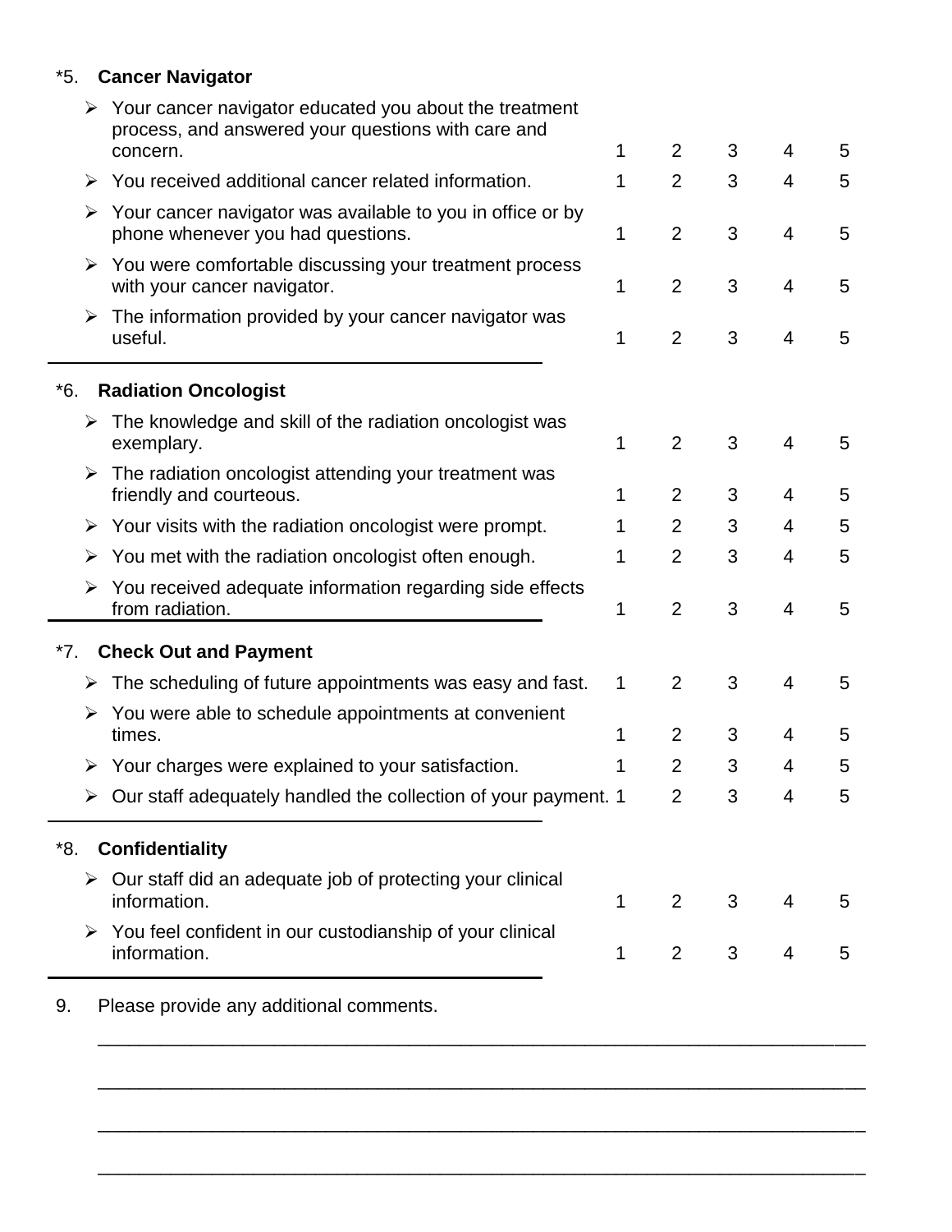*5. **Cancer Navigator**

| | | | | | |
|---|---|---|---|---|---|
| ➢ Your cancer navigator educated you about the treatment process, and answered your questions with care and concern. | 1 | 2 | 3 | 4 | 5 |
| ➢ You received additional cancer related information. | 1 | 2 | 3 | 4 | 5 |
| ➢ Your cancer navigator was available to you in office or by phone whenever you had questions. | 1 | 2 | 3 | 4 | 5 |
| ➢ You were comfortable discussing your treatment process with your cancer navigator. | 1 | 2 | 3 | 4 | 5 |
| ➢ The information provided by your cancer navigator was useful. | 1 | 2 | 3 | 4 | 5 |

*6. **Radiation Oncologist**

| | | | | | |
|---|---|---|---|---|---|
| ➢ The knowledge and skill of the radiation oncologist was exemplary. | 1 | 2 | 3 | 4 | 5 |
| ➢ The radiation oncologist attending your treatment was friendly and courteous. | 1 | 2 | 3 | 4 | 5 |
| ➢ Your visits with the radiation oncologist were prompt. | 1 | 2 | 3 | 4 | 5 |
| ➢ You met with the radiation oncologist often enough. | 1 | 2 | 3 | 4 | 5 |
| ➢ You received adequate information regarding side effects from radiation. | 1 | 2 | 3 | 4 | 5 |

*7. **Check Out and Payment**

| | | | | | |
|---|---|---|---|---|---|
| ➢ The scheduling of future appointments was easy and fast. | 1 | 2 | 3 | 4 | 5 |
| ➢ You were able to schedule appointments at convenient times. | 1 | 2 | 3 | 4 | 5 |
| ➢ Your charges were explained to your satisfaction. | 1 | 2 | 3 | 4 | 5 |
| ➢ Our staff adequately handled the collection of your payment. | 1 | 2 | 3 | 4 | 5 |

*8. **Confidentiality**

| | | | | | |
|---|---|---|---|---|---|
| ➢ Our staff did an adequate job of protecting your clinical information. | 1 | 2 | 3 | 4 | 5 |
| ➢ You feel confident in our custodianship of your clinical information. | 1 | 2 | 3 | 4 | 5 |

9. Please provide any additional comments.

______________________________________________________________________

______________________________________________________________________

______________________________________________________________________

______________________________________________________________________